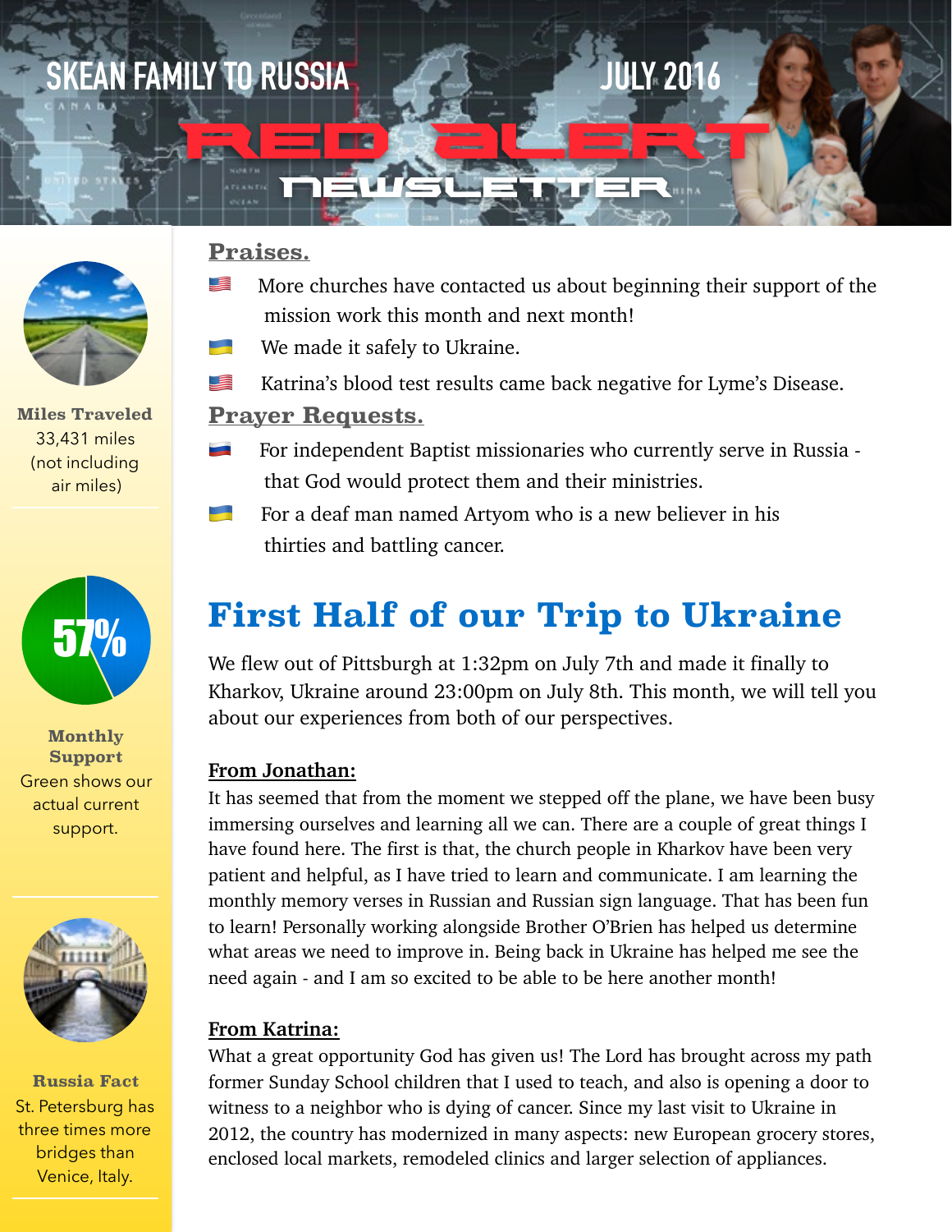# SKEAN FAMILY TO RUSSIA — JULY 2016

# RED ALERT NEWSLETTER

**Miles Traveled**
33,431 miles (not including air miles)

57%

**Monthly Support**
Green shows our actual current support.

**Russia Fact**
St. Petersburg has three times more bridges than Venice, Italy.

## Praises.

- More churches have contacted us about beginning their support of the mission work this month and next month!
- We made it safely to Ukraine.
- Katrina's blood test results came back negative for Lyme's Disease.

## Prayer Requests.

- For independent Baptist missionaries who currently serve in Russia - that God would protect them and their ministries.
- For a deaf man named Artyom who is a new believer in his thirties and battling cancer.

# First Half of our Trip to Ukraine

We flew out of Pittsburgh at 1:32pm on July 7th and made it finally to Kharkov, Ukraine around 23:00pm on July 8th. This month, we will tell you about our experiences from both of our perspectives.

**From Jonathan:**

It has seemed that from the moment we stepped off the plane, we have been busy immersing ourselves and learning all we can. There are a couple of great things I have found here. The first is that, the church people in Kharkov have been very patient and helpful, as I have tried to learn and communicate. I am learning the monthly memory verses in Russian and Russian sign language. That has been fun to learn! Personally working alongside Brother O'Brien has helped us determine what areas we need to improve in. Being back in Ukraine has helped me see the need again - and I am so excited to be able to be here another month!

**From Katrina:**

What a great opportunity God has given us! The Lord has brought across my path former Sunday School children that I used to teach, and also is opening a door to witness to a neighbor who is dying of cancer. Since my last visit to Ukraine in 2012, the country has modernized in many aspects: new European grocery stores, enclosed local markets, remodeled clinics and larger selection of appliances.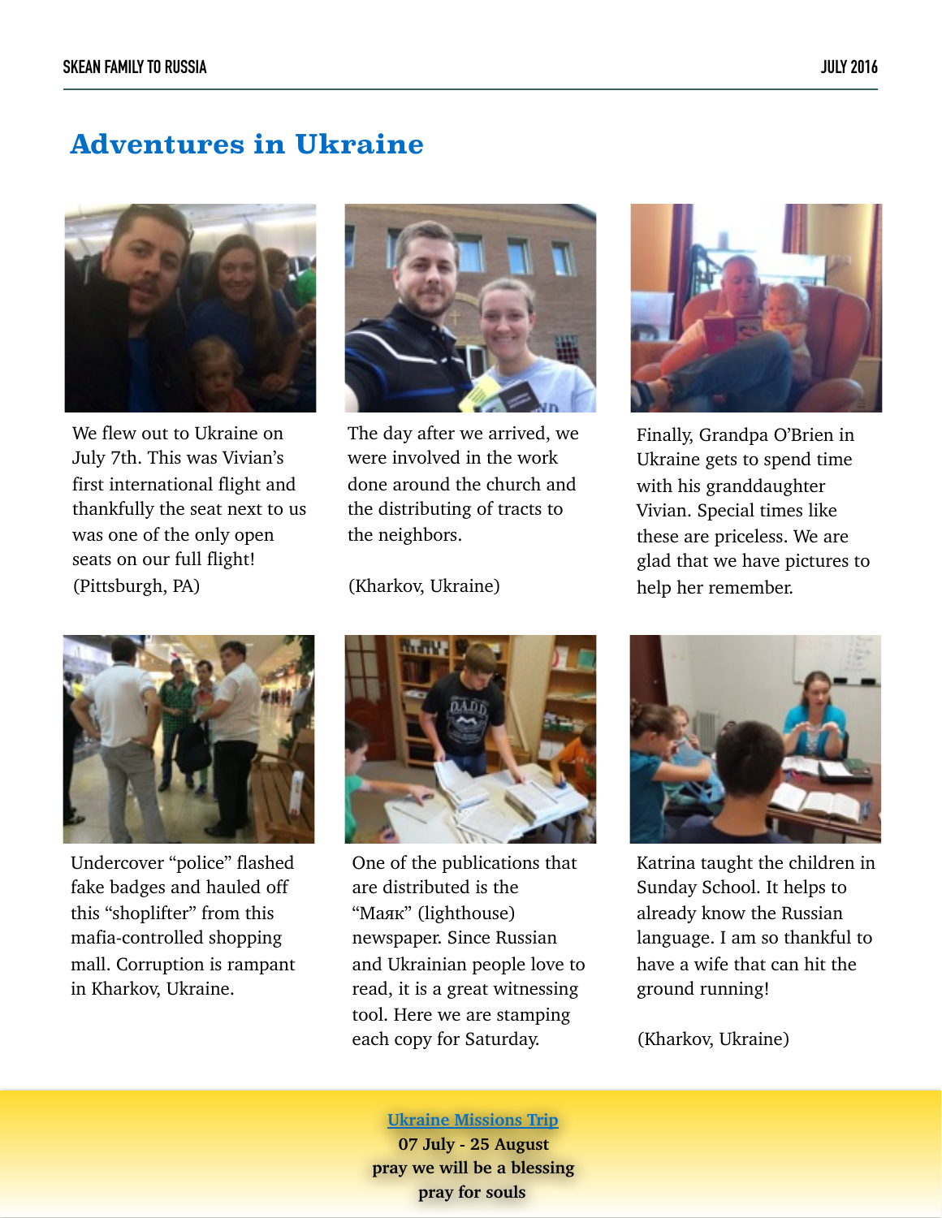# Adventures in Ukraine

We flew out to Ukraine on July 7th. This was Vivian's first international flight and thankfully the seat next to us was one of the only open seats on our full flight! (Pittsburgh, PA)

The day after we arrived, we were involved in the work done around the church and the distributing of tracts to the neighbors.

(Kharkov, Ukraine)

Finally, Grandpa O'Brien in Ukraine gets to spend time with his granddaughter Vivian. Special times like these are priceless. We are glad that we have pictures to help her remember.

Undercover "police" flashed fake badges and hauled off this "shoplifter" from this mafia-controlled shopping mall. Corruption is rampant in Kharkov, Ukraine.

One of the publications that are distributed is the "Маяк" (lighthouse) newspaper. Since Russian and Ukrainian people love to read, it is a great witnessing tool. Here we are stamping each copy for Saturday.

Katrina taught the children in Sunday School. It helps to already know the Russian language. I am so thankful to have a wife that can hit the ground running!

(Kharkov, Ukraine)

**Ukraine Missions Trip**
**07 July - 25 August**
**pray we will be a blessing**
**pray for souls**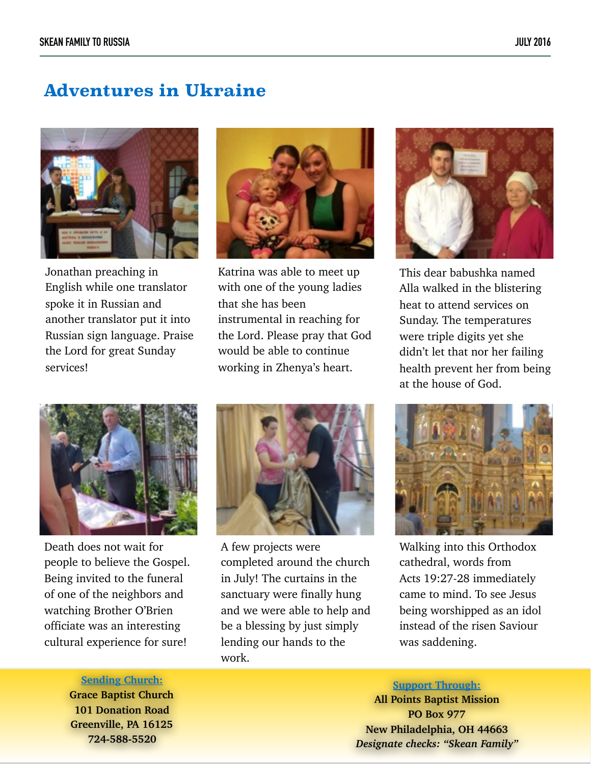## Adventures in Ukraine

Jonathan preaching in English while one translator spoke it in Russian and another translator put it into Russian sign language. Praise the Lord for great Sunday services!

Katrina was able to meet up with one of the young ladies that she has been instrumental in reaching for the Lord. Please pray that God would be able to continue working in Zhenya's heart.

This dear babushka named Alla walked in the blistering heat to attend services on Sunday. The temperatures were triple digits yet she didn't let that nor her failing health prevent her from being at the house of God.

Death does not wait for people to believe the Gospel. Being invited to the funeral of one of the neighbors and watching Brother O'Brien officiate was an interesting cultural experience for sure!

A few projects were completed around the church in July! The curtains in the sanctuary were finally hung and we were able to help and be a blessing by just simply lending our hands to the work.

Walking into this Orthodox cathedral, words from Acts 19:27-28 immediately came to mind. To see Jesus being worshipped as an idol instead of the risen Saviour was saddening.

Sending Church:
**Grace Baptist Church**
**101 Donation Road**
**Greenville, PA 16125**
**724-588-5520**

Support Through:
**All Points Baptist Mission**
**PO Box 977**
**New Philadelphia, OH 44663**
***Designate checks: "Skean Family"***